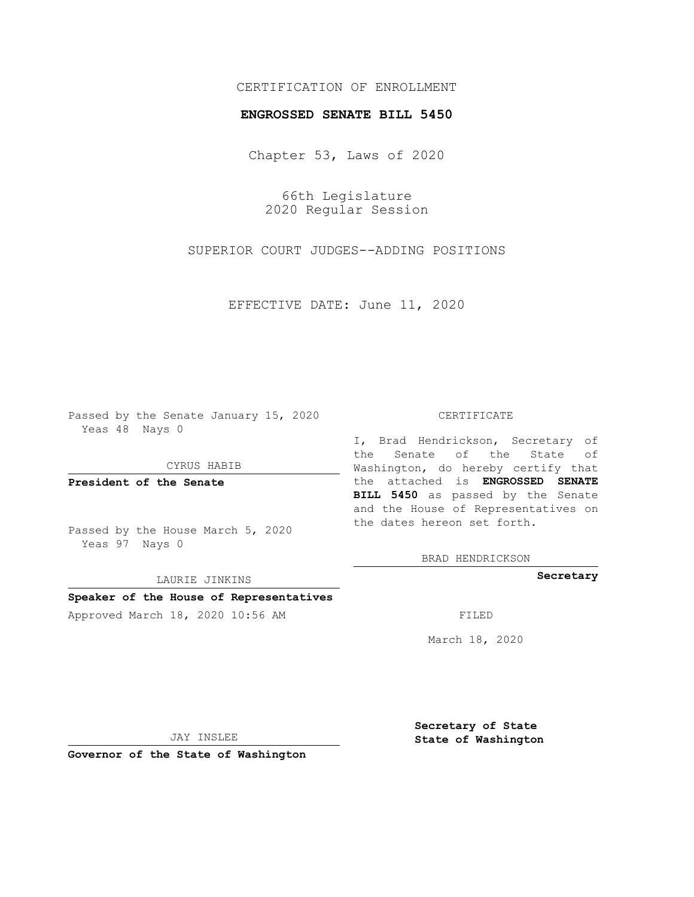CERTIFICATION OF ENROLLMENT

**ENGROSSED SENATE BILL 5450**

Chapter 53, Laws of 2020

66th Legislature
2020 Regular Session

SUPERIOR COURT JUDGES--ADDING POSITIONS

EFFECTIVE DATE: June 11, 2020

Passed by the Senate January 15, 2020
Yeas 48 Nays 0

CYRUS HABIB

**President of the Senate**

Passed by the House March 5, 2020
Yeas 97 Nays 0

LAURIE JINKINS

**Speaker of the House of Representatives**

Approved March 18, 2020 10:56 AM

JAY INSLEE

**Governor of the State of Washington**

CERTIFICATE

I, Brad Hendrickson, Secretary of the Senate of the State of Washington, do hereby certify that the attached is **ENGROSSED SENATE BILL 5450** as passed by the Senate and the House of Representatives on the dates hereon set forth.

BRAD HENDRICKSON

**Secretary**

FILED

March 18, 2020

**Secretary of State**
**State of Washington**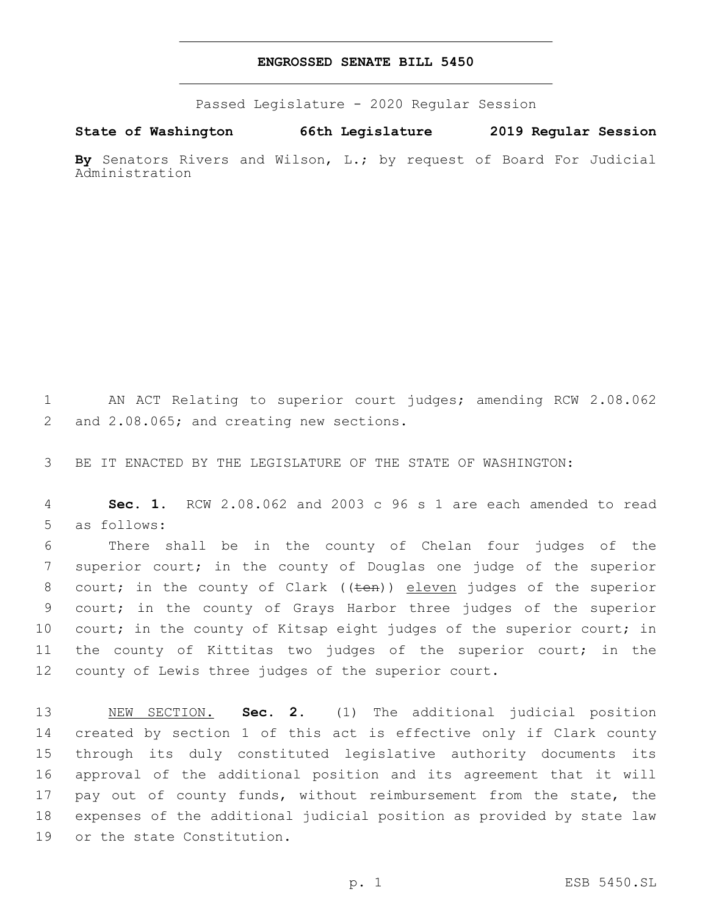**ENGROSSED SENATE BILL 5450**

Passed Legislature - 2020 Regular Session

**State of Washington 66th Legislature 2019 Regular Session**

**By** Senators Rivers and Wilson, L.; by request of Board For Judicial Administration

1 AN ACT Relating to superior court judges; amending RCW 2.08.062
2 and 2.08.065; and creating new sections.

3 BE IT ENACTED BY THE LEGISLATURE OF THE STATE OF WASHINGTON:

4 **Sec. 1.** RCW 2.08.062 and 2003 c 96 s 1 are each amended to read
5 as follows:

6 There shall be in the county of Chelan four judges of the
7 superior court; in the county of Douglas one judge of the superior
8 court; in the county of Clark ((~~ten~~)) <u>eleven</u> judges of the superior
9 court; in the county of Grays Harbor three judges of the superior
10 court; in the county of Kitsap eight judges of the superior court; in
11 the county of Kittitas two judges of the superior court; in the
12 county of Lewis three judges of the superior court.

13 <u>NEW SECTION.</u> **Sec. 2.** (1) The additional judicial position
14 created by section 1 of this act is effective only if Clark county
15 through its duly constituted legislative authority documents its
16 approval of the additional position and its agreement that it will
17 pay out of county funds, without reimbursement from the state, the
18 expenses of the additional judicial position as provided by state law
19 or the state Constitution.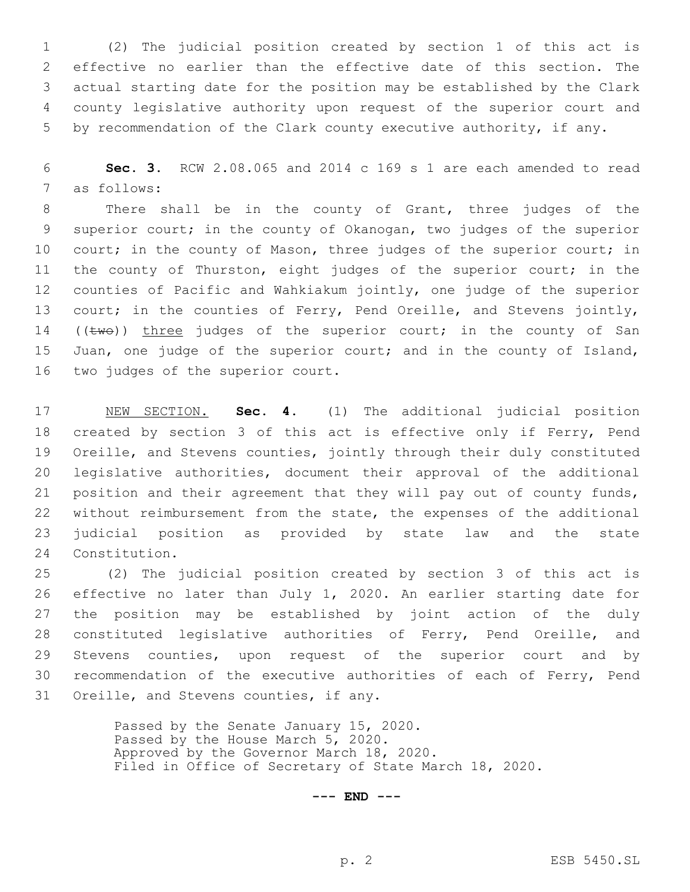(2) The judicial position created by section 1 of this act is effective no earlier than the effective date of this section. The actual starting date for the position may be established by the Clark county legislative authority upon request of the superior court and by recommendation of the Clark county executive authority, if any.

**Sec. 3.** RCW 2.08.065 and 2014 c 169 s 1 are each amended to read as follows:

There shall be in the county of Grant, three judges of the superior court; in the county of Okanogan, two judges of the superior court; in the county of Mason, three judges of the superior court; in the county of Thurston, eight judges of the superior court; in the counties of Pacific and Wahkiakum jointly, one judge of the superior court; in the counties of Ferry, Pend Oreille, and Stevens jointly, ((~~two~~)) <u>three</u> judges of the superior court; in the county of San Juan, one judge of the superior court; and in the county of Island, two judges of the superior court.

<u>NEW SECTION.</u> **Sec. 4.** (1) The additional judicial position created by section 3 of this act is effective only if Ferry, Pend Oreille, and Stevens counties, jointly through their duly constituted legislative authorities, document their approval of the additional position and their agreement that they will pay out of county funds, without reimbursement from the state, the expenses of the additional judicial position as provided by state law and the state Constitution.

(2) The judicial position created by section 3 of this act is effective no later than July 1, 2020. An earlier starting date for the position may be established by joint action of the duly constituted legislative authorities of Ferry, Pend Oreille, and Stevens counties, upon request of the superior court and by recommendation of the executive authorities of each of Ferry, Pend Oreille, and Stevens counties, if any.

Passed by the Senate January 15, 2020.
Passed by the House March 5, 2020.
Approved by the Governor March 18, 2020.
Filed in Office of Secretary of State March 18, 2020.

**--- END ---**